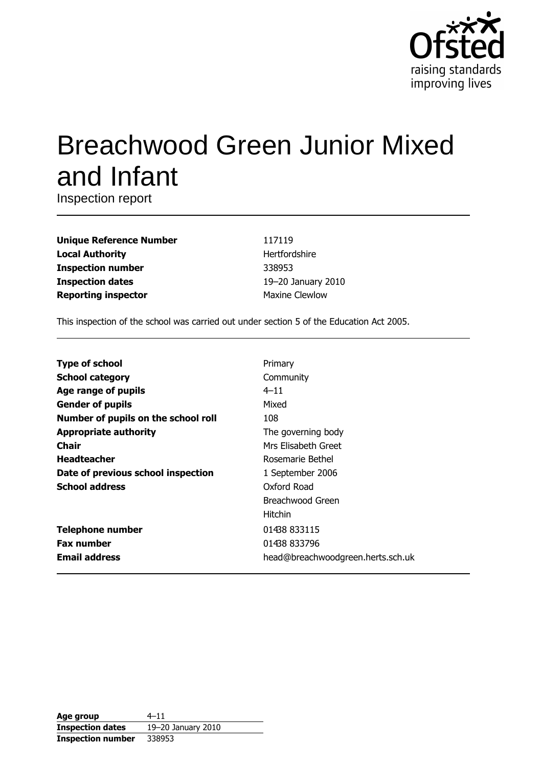Ofsted
raising standards
improving lives

# Breachwood Green Junior Mixed and Infant

Inspection report

| | |
|---|---|
| **Unique Reference Number** | 117119 |
| **Local Authority** | Hertfordshire |
| **Inspection number** | 338953 |
| **Inspection dates** | 19–20 January 2010 |
| **Reporting inspector** | Maxine Clewlow |

This inspection of the school was carried out under section 5 of the Education Act 2005.

| | |
|---|---|
| **Type of school** | Primary |
| **School category** | Community |
| **Age range of pupils** | 4–11 |
| **Gender of pupils** | Mixed |
| **Number of pupils on the school roll** | 108 |
| **Appropriate authority** | The governing body |
| **Chair** | Mrs Elisabeth Greet |
| **Headteacher** | Rosemarie Bethel |
| **Date of previous school inspection** | 1 September 2006 |
| **School address** | Oxford Road<br>Breachwood Green<br>Hitchin |
| **Telephone number** | 01438 833115 |
| **Fax number** | 01438 833796 |
| **Email address** | head@breachwoodgreen.herts.sch.uk |

| | |
|---|---|
| **Age group** | 4–11 |
| **Inspection dates** | 19–20 January 2010 |
| **Inspection number** | 338953 |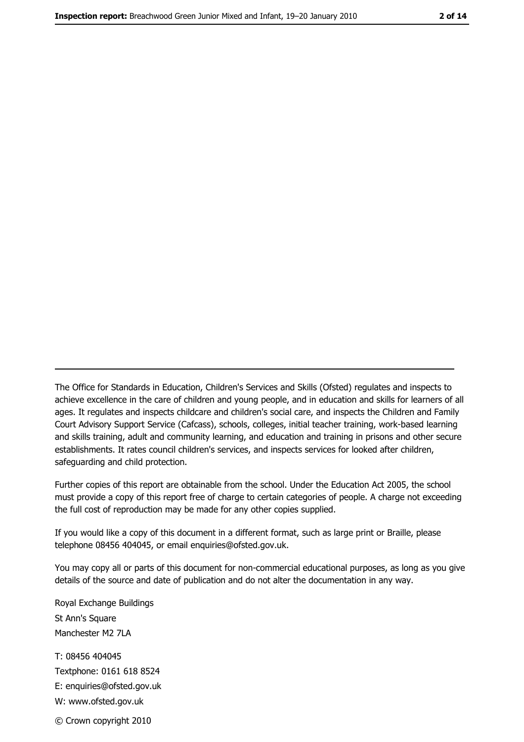---

The Office for Standards in Education, Children's Services and Skills (Ofsted) regulates and inspects to achieve excellence in the care of children and young people, and in education and skills for learners of all ages. It regulates and inspects childcare and children's social care, and inspects the Children and Family Court Advisory Support Service (Cafcass), schools, colleges, initial teacher training, work-based learning and skills training, adult and community learning, and education and training in prisons and other secure establishments. It rates council children's services, and inspects services for looked after children, safeguarding and child protection.

Further copies of this report are obtainable from the school. Under the Education Act 2005, the school must provide a copy of this report free of charge to certain categories of people. A charge not exceeding the full cost of reproduction may be made for any other copies supplied.

If you would like a copy of this document in a different format, such as large print or Braille, please telephone 08456 404045, or email enquiries@ofsted.gov.uk.

You may copy all or parts of this document for non-commercial educational purposes, as long as you give details of the source and date of publication and do not alter the documentation in any way.

Royal Exchange Buildings
St Ann's Square
Manchester M2 7LA

T: 08456 404045
Textphone: 0161 618 8524
E: enquiries@ofsted.gov.uk
W: www.ofsted.gov.uk

© Crown copyright 2010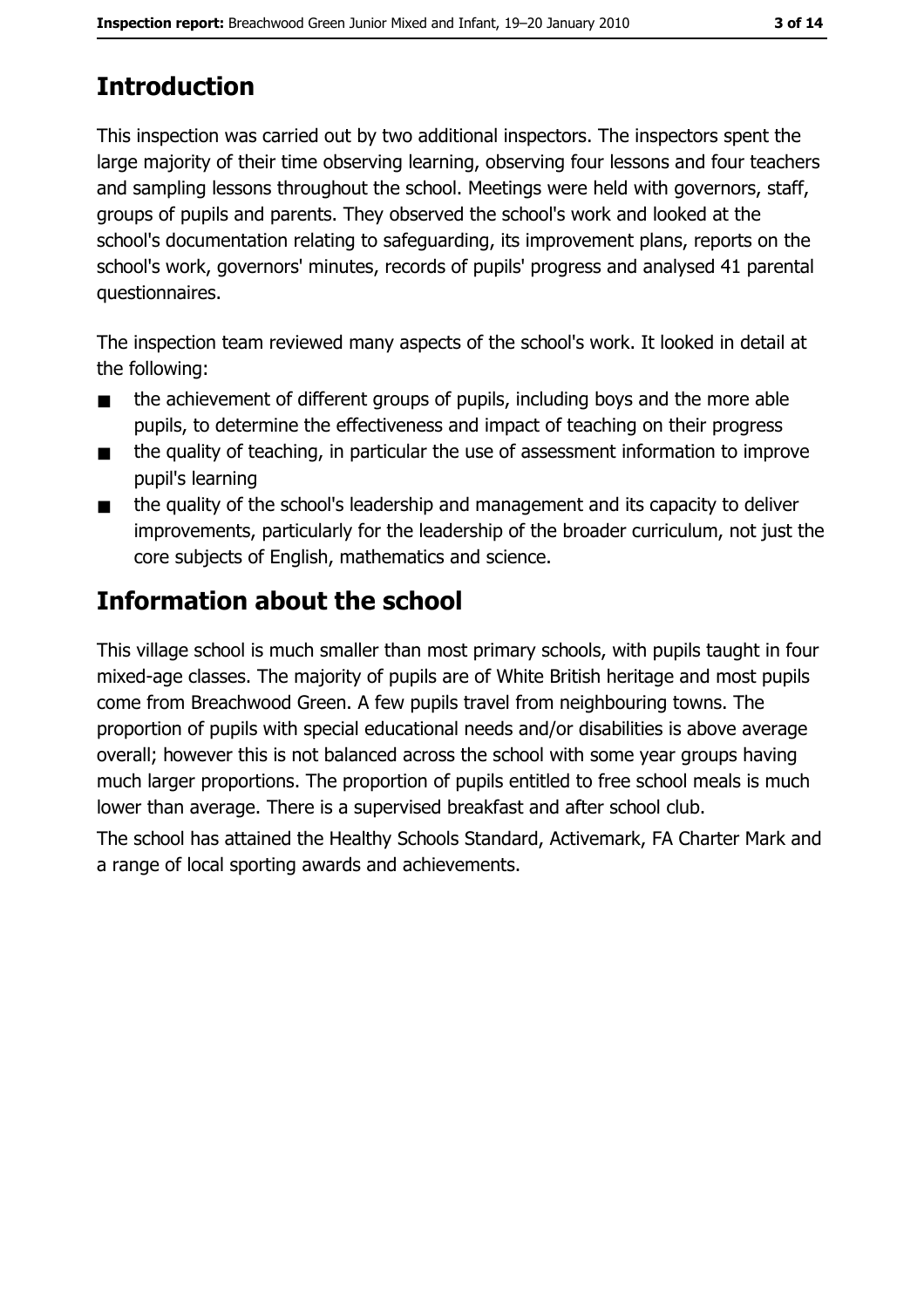## Introduction

This inspection was carried out by two additional inspectors. The inspectors spent the large majority of their time observing learning, observing four lessons and four teachers and sampling lessons throughout the school. Meetings were held with governors, staff, groups of pupils and parents. They observed the school's work and looked at the school's documentation relating to safeguarding, its improvement plans, reports on the school's work, governors' minutes, records of pupils' progress and analysed 41 parental questionnaires.

The inspection team reviewed many aspects of the school's work. It looked in detail at the following:

- the achievement of different groups of pupils, including boys and the more able pupils, to determine the effectiveness and impact of teaching on their progress
- the quality of teaching, in particular the use of assessment information to improve pupil's learning
- the quality of the school's leadership and management and its capacity to deliver improvements, particularly for the leadership of the broader curriculum, not just the core subjects of English, mathematics and science.

## Information about the school

This village school is much smaller than most primary schools, with pupils taught in four mixed-age classes. The majority of pupils are of White British heritage and most pupils come from Breachwood Green. A few pupils travel from neighbouring towns. The proportion of pupils with special educational needs and/or disabilities is above average overall; however this is not balanced across the school with some year groups having much larger proportions. The proportion of pupils entitled to free school meals is much lower than average. There is a supervised breakfast and after school club.

The school has attained the Healthy Schools Standard, Activemark, FA Charter Mark and a range of local sporting awards and achievements.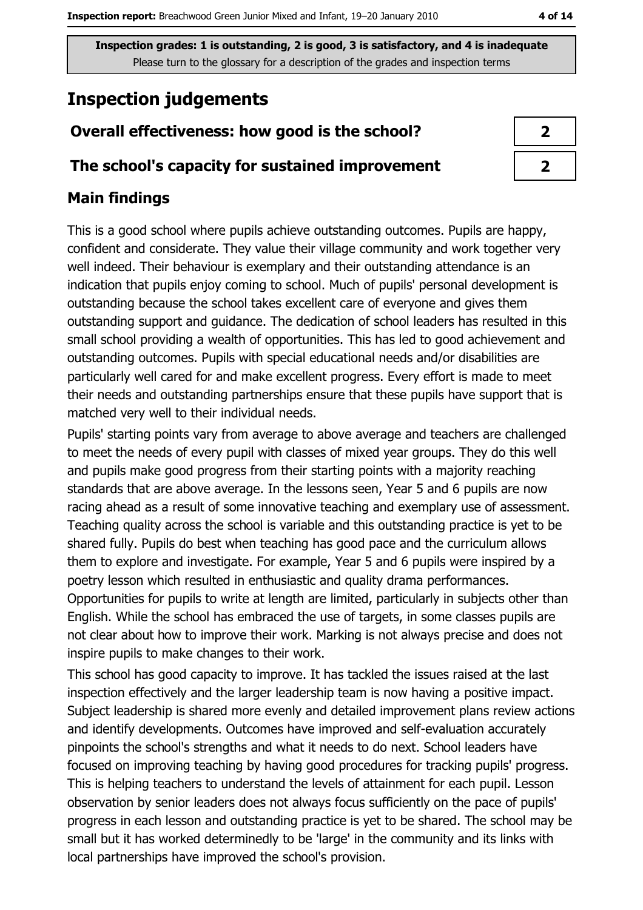**Inspection grades: 1 is outstanding, 2 is good, 3 is satisfactory, and 4 is inadequate**
Please turn to the glossary for a description of the grades and inspection terms

# Inspection judgements

| | |
|---|---|
| **Overall effectiveness: how good is the school?** | **2** |
| **The school's capacity for sustained improvement** | **2** |

## Main findings

This is a good school where pupils achieve outstanding outcomes. Pupils are happy, confident and considerate. They value their village community and work together very well indeed. Their behaviour is exemplary and their outstanding attendance is an indication that pupils enjoy coming to school. Much of pupils' personal development is outstanding because the school takes excellent care of everyone and gives them outstanding support and guidance. The dedication of school leaders has resulted in this small school providing a wealth of opportunities. This has led to good achievement and outstanding outcomes. Pupils with special educational needs and/or disabilities are particularly well cared for and make excellent progress. Every effort is made to meet their needs and outstanding partnerships ensure that these pupils have support that is matched very well to their individual needs.

Pupils' starting points vary from average to above average and teachers are challenged to meet the needs of every pupil with classes of mixed year groups. They do this well and pupils make good progress from their starting points with a majority reaching standards that are above average. In the lessons seen, Year 5 and 6 pupils are now racing ahead as a result of some innovative teaching and exemplary use of assessment. Teaching quality across the school is variable and this outstanding practice is yet to be shared fully. Pupils do best when teaching has good pace and the curriculum allows them to explore and investigate. For example, Year 5 and 6 pupils were inspired by a poetry lesson which resulted in enthusiastic and quality drama performances. Opportunities for pupils to write at length are limited, particularly in subjects other than English. While the school has embraced the use of targets, in some classes pupils are not clear about how to improve their work. Marking is not always precise and does not inspire pupils to make changes to their work.

This school has good capacity to improve. It has tackled the issues raised at the last inspection effectively and the larger leadership team is now having a positive impact. Subject leadership is shared more evenly and detailed improvement plans review actions and identify developments. Outcomes have improved and self-evaluation accurately pinpoints the school's strengths and what it needs to do next. School leaders have focused on improving teaching by having good procedures for tracking pupils' progress. This is helping teachers to understand the levels of attainment for each pupil. Lesson observation by senior leaders does not always focus sufficiently on the pace of pupils' progress in each lesson and outstanding practice is yet to be shared. The school may be small but it has worked determinedly to be 'large' in the community and its links with local partnerships have improved the school's provision.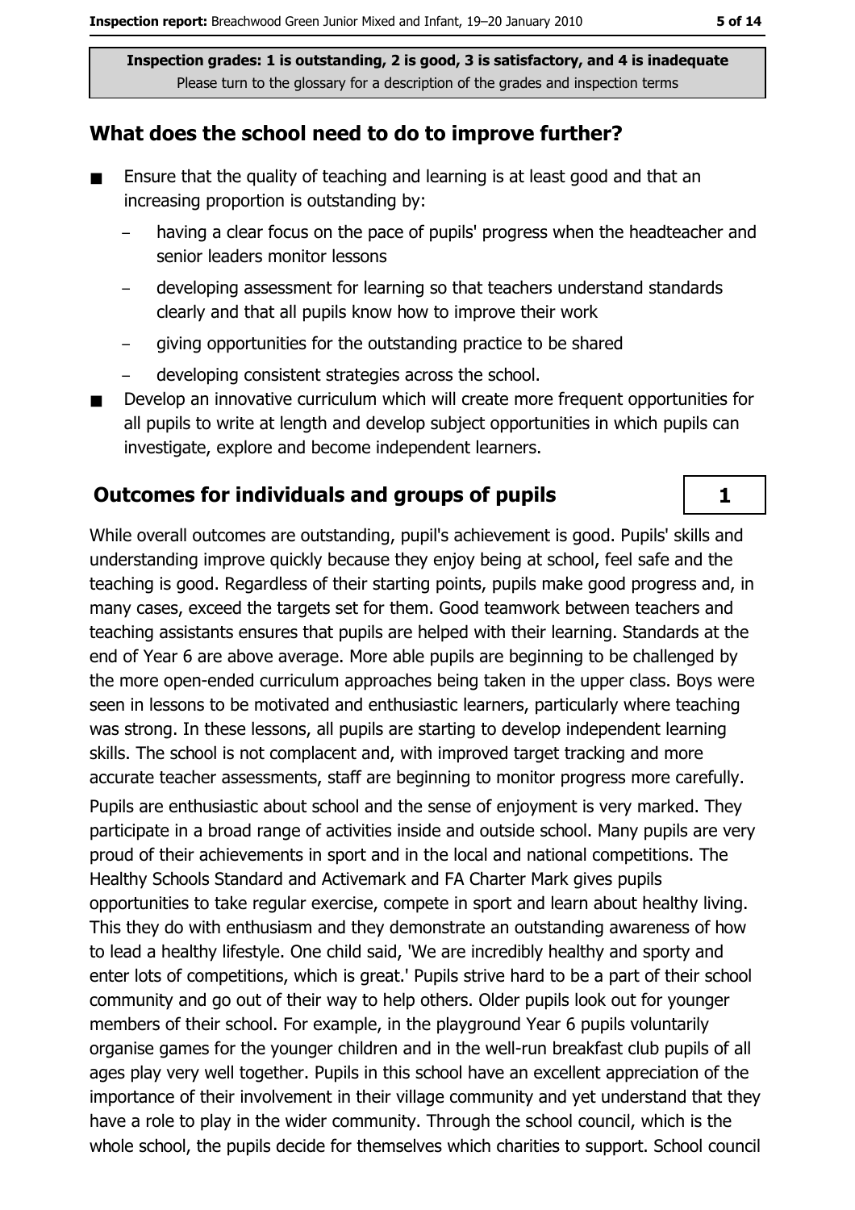Inspection grades: 1 is outstanding, 2 is good, 3 is satisfactory, and 4 is inadequate
Please turn to the glossary for a description of the grades and inspection terms

## What does the school need to do to improve further?

- Ensure that the quality of teaching and learning is at least good and that an increasing proportion is outstanding by:
  - having a clear focus on the pace of pupils' progress when the headteacher and senior leaders monitor lessons
  - developing assessment for learning so that teachers understand standards clearly and that all pupils know how to improve their work
  - giving opportunities for the outstanding practice to be shared
  - developing consistent strategies across the school.
- Develop an innovative curriculum which will create more frequent opportunities for all pupils to write at length and develop subject opportunities in which pupils can investigate, explore and become independent learners.

## Outcomes for individuals and groups of pupils — 1

While overall outcomes are outstanding, pupil's achievement is good. Pupils' skills and understanding improve quickly because they enjoy being at school, feel safe and the teaching is good. Regardless of their starting points, pupils make good progress and, in many cases, exceed the targets set for them. Good teamwork between teachers and teaching assistants ensures that pupils are helped with their learning. Standards at the end of Year 6 are above average. More able pupils are beginning to be challenged by the more open-ended curriculum approaches being taken in the upper class. Boys were seen in lessons to be motivated and enthusiastic learners, particularly where teaching was strong. In these lessons, all pupils are starting to develop independent learning skills. The school is not complacent and, with improved target tracking and more accurate teacher assessments, staff are beginning to monitor progress more carefully.

Pupils are enthusiastic about school and the sense of enjoyment is very marked. They participate in a broad range of activities inside and outside school. Many pupils are very proud of their achievements in sport and in the local and national competitions. The Healthy Schools Standard and Activemark and FA Charter Mark gives pupils opportunities to take regular exercise, compete in sport and learn about healthy living. This they do with enthusiasm and they demonstrate an outstanding awareness of how to lead a healthy lifestyle. One child said, 'We are incredibly healthy and sporty and enter lots of competitions, which is great.' Pupils strive hard to be a part of their school community and go out of their way to help others. Older pupils look out for younger members of their school. For example, in the playground Year 6 pupils voluntarily organise games for the younger children and in the well-run breakfast club pupils of all ages play very well together. Pupils in this school have an excellent appreciation of the importance of their involvement in their village community and yet understand that they have a role to play in the wider community. Through the school council, which is the whole school, the pupils decide for themselves which charities to support. School council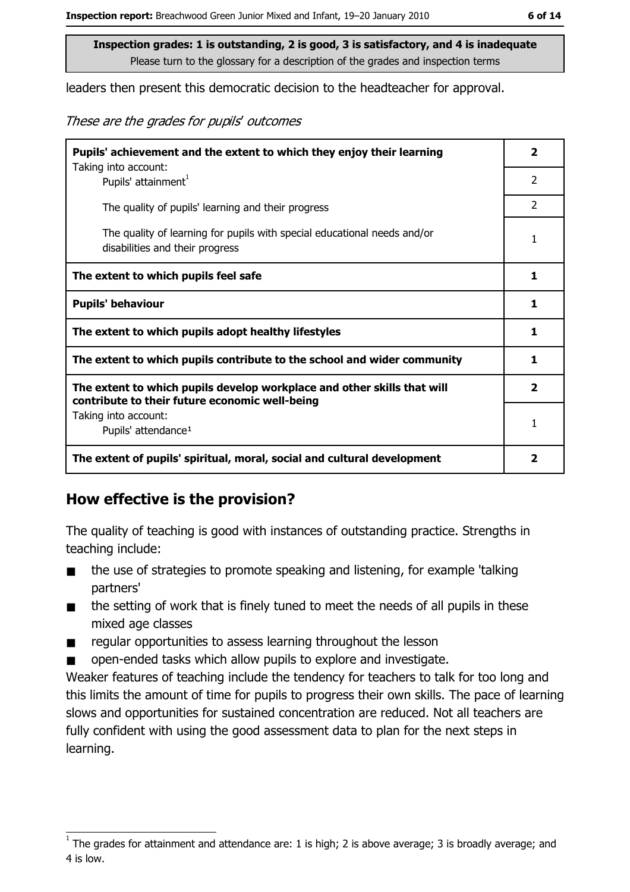Inspection grades: 1 is outstanding, 2 is good, 3 is satisfactory, and 4 is inadequate
Please turn to the glossary for a description of the grades and inspection terms

leaders then present this democratic decision to the headteacher for approval.

*These are the grades for pupils' outcomes*

| | |
|---|---|
| **Pupils' achievement and the extent to which they enjoy their learning** | **2** |
| Taking into account: Pupils' attainment[1] | 2 |
| The quality of pupils' learning and their progress | 2 |
| The quality of learning for pupils with special educational needs and/or disabilities and their progress | 1 |
| **The extent to which pupils feel safe** | **1** |
| **Pupils' behaviour** | **1** |
| **The extent to which pupils adopt healthy lifestyles** | **1** |
| **The extent to which pupils contribute to the school and wider community** | **1** |
| **The extent to which pupils develop workplace and other skills that will contribute to their future economic well-being** | **2** |
| Taking into account: Pupils' attendance[1] | 1 |
| **The extent of pupils' spiritual, moral, social and cultural development** | **2** |

## How effective is the provision?

The quality of teaching is good with instances of outstanding practice. Strengths in teaching include:

- the use of strategies to promote speaking and listening, for example 'talking partners'
- the setting of work that is finely tuned to meet the needs of all pupils in these mixed age classes
- regular opportunities to assess learning throughout the lesson
- open-ended tasks which allow pupils to explore and investigate.

Weaker features of teaching include the tendency for teachers to talk for too long and this limits the amount of time for pupils to progress their own skills. The pace of learning slows and opportunities for sustained concentration are reduced. Not all teachers are fully confident with using the good assessment data to plan for the next steps in learning.

[1] The grades for attainment and attendance are: 1 is high; 2 is above average; 3 is broadly average; and 4 is low.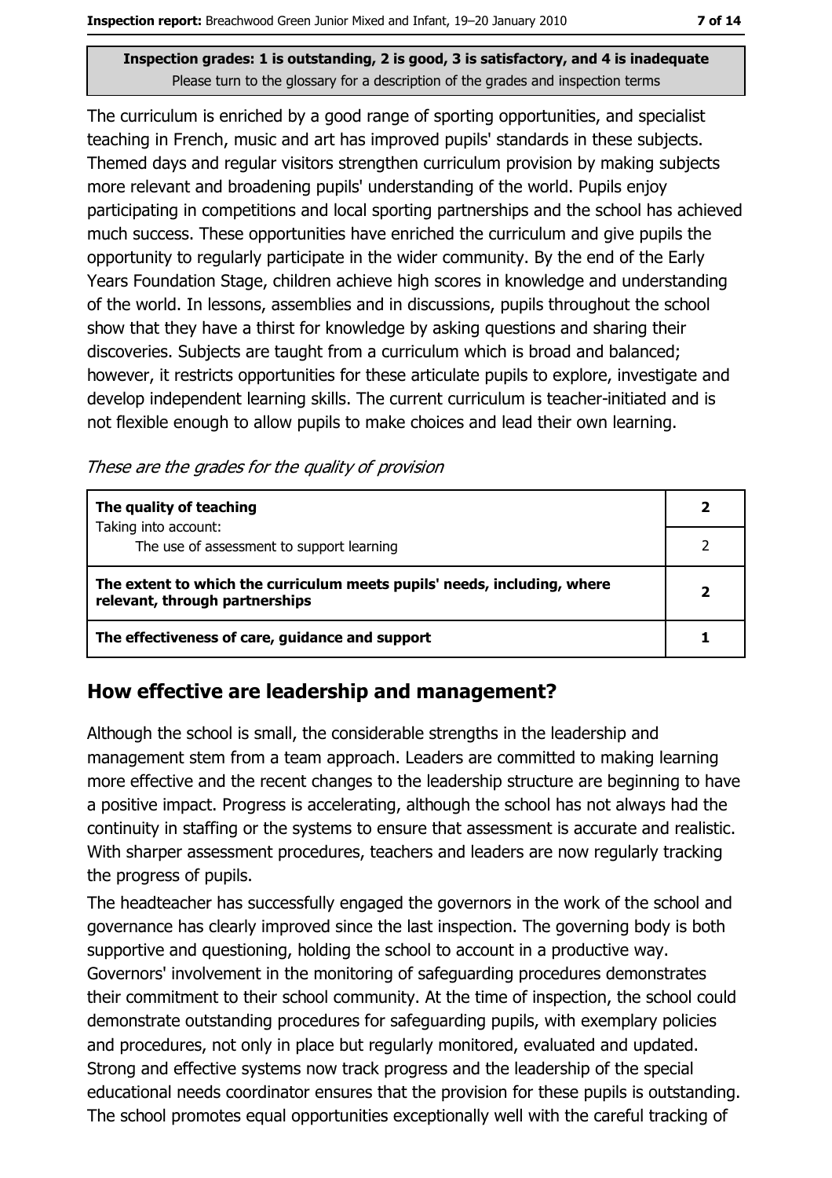**Inspection grades: 1 is outstanding, 2 is good, 3 is satisfactory, and 4 is inadequate**
Please turn to the glossary for a description of the grades and inspection terms

The curriculum is enriched by a good range of sporting opportunities, and specialist teaching in French, music and art has improved pupils' standards in these subjects. Themed days and regular visitors strengthen curriculum provision by making subjects more relevant and broadening pupils' understanding of the world. Pupils enjoy participating in competitions and local sporting partnerships and the school has achieved much success. These opportunities have enriched the curriculum and give pupils the opportunity to regularly participate in the wider community. By the end of the Early Years Foundation Stage, children achieve high scores in knowledge and understanding of the world. In lessons, assemblies and in discussions, pupils throughout the school show that they have a thirst for knowledge by asking questions and sharing their discoveries. Subjects are taught from a curriculum which is broad and balanced; however, it restricts opportunities for these articulate pupils to explore, investigate and develop independent learning skills. The current curriculum is teacher-initiated and is not flexible enough to allow pupils to make choices and lead their own learning.

*These are the grades for the quality of provision*

| | |
|---|---|
| **The quality of teaching**<br>Taking into account: | **2** |
| The use of assessment to support learning | 2 |
| **The extent to which the curriculum meets pupils' needs, including, where relevant, through partnerships** | **2** |
| **The effectiveness of care, guidance and support** | **1** |

## How effective are leadership and management?

Although the school is small, the considerable strengths in the leadership and management stem from a team approach. Leaders are committed to making learning more effective and the recent changes to the leadership structure are beginning to have a positive impact. Progress is accelerating, although the school has not always had the continuity in staffing or the systems to ensure that assessment is accurate and realistic. With sharper assessment procedures, teachers and leaders are now regularly tracking the progress of pupils.

The headteacher has successfully engaged the governors in the work of the school and governance has clearly improved since the last inspection. The governing body is both supportive and questioning, holding the school to account in a productive way. Governors' involvement in the monitoring of safeguarding procedures demonstrates their commitment to their school community. At the time of inspection, the school could demonstrate outstanding procedures for safeguarding pupils, with exemplary policies and procedures, not only in place but regularly monitored, evaluated and updated. Strong and effective systems now track progress and the leadership of the special educational needs coordinator ensures that the provision for these pupils is outstanding. The school promotes equal opportunities exceptionally well with the careful tracking of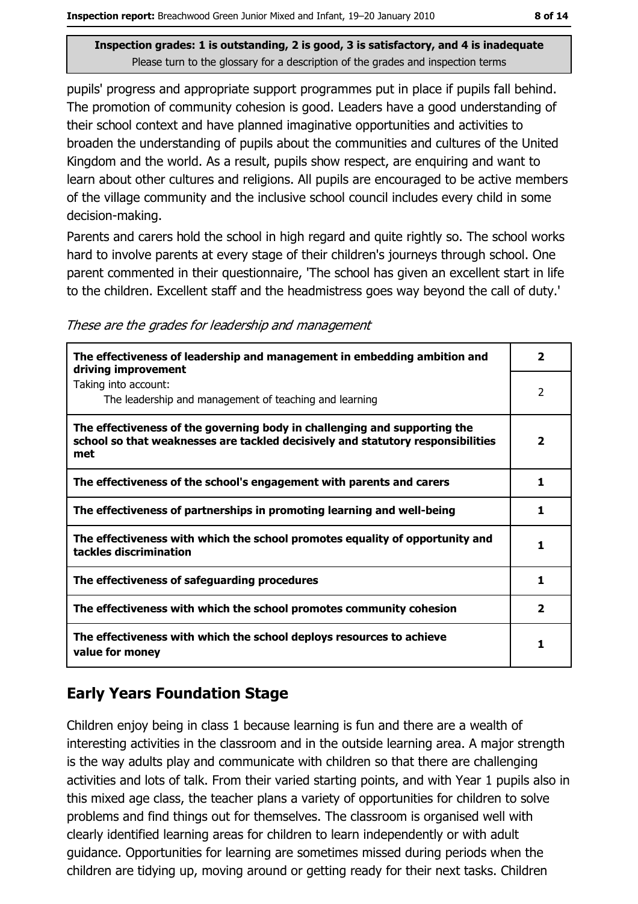pupils' progress and appropriate support programmes put in place if pupils fall behind. The promotion of community cohesion is good. Leaders have a good understanding of their school context and have planned imaginative opportunities and activities to broaden the understanding of pupils about the communities and cultures of the United Kingdom and the world. As a result, pupils show respect, are enquiring and want to learn about other cultures and religions. All pupils are encouraged to be active members of the village community and the inclusive school council includes every child in some decision-making.

Parents and carers hold the school in high regard and quite rightly so. The school works hard to involve parents at every stage of their children's journeys through school. One parent commented in their questionnaire, 'The school has given an excellent start in life to the children. Excellent staff and the headmistress goes way beyond the call of duty.'

*These are the grades for leadership and management*

| | |
|---|---|
| **The effectiveness of leadership and management in embedding ambition and driving improvement** | **2** |
| Taking into account: The leadership and management of teaching and learning | 2 |
| **The effectiveness of the governing body in challenging and supporting the school so that weaknesses are tackled decisively and statutory responsibilities met** | **2** |
| **The effectiveness of the school's engagement with parents and carers** | **1** |
| **The effectiveness of partnerships in promoting learning and well-being** | **1** |
| **The effectiveness with which the school promotes equality of opportunity and tackles discrimination** | **1** |
| **The effectiveness of safeguarding procedures** | **1** |
| **The effectiveness with which the school promotes community cohesion** | **2** |
| **The effectiveness with which the school deploys resources to achieve value for money** | **1** |

## Early Years Foundation Stage

Children enjoy being in class 1 because learning is fun and there are a wealth of interesting activities in the classroom and in the outside learning area. A major strength is the way adults play and communicate with children so that there are challenging activities and lots of talk. From their varied starting points, and with Year 1 pupils also in this mixed age class, the teacher plans a variety of opportunities for children to solve problems and find things out for themselves. The classroom is organised well with clearly identified learning areas for children to learn independently or with adult guidance. Opportunities for learning are sometimes missed during periods when the children are tidying up, moving around or getting ready for their next tasks. Children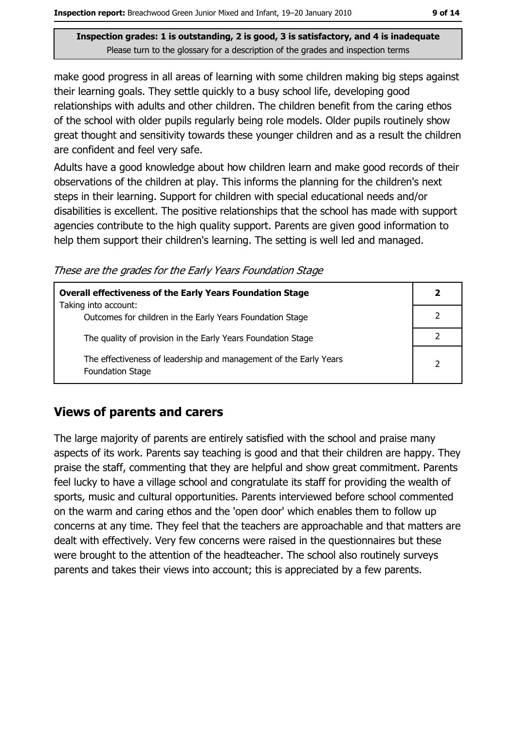Inspection grades: 1 is outstanding, 2 is good, 3 is satisfactory, and 4 is inadequate
Please turn to the glossary for a description of the grades and inspection terms

make good progress in all areas of learning with some children making big steps against their learning goals. They settle quickly to a busy school life, developing good relationships with adults and other children. The children benefit from the caring ethos of the school with older pupils regularly being role models. Older pupils routinely show great thought and sensitivity towards these younger children and as a result the children are confident and feel very safe.

Adults have a good knowledge about how children learn and make good records of their observations of the children at play. This informs the planning for the children's next steps in their learning. Support for children with special educational needs and/or disabilities is excellent. The positive relationships that the school has made with support agencies contribute to the high quality support. Parents are given good information to help them support their children's learning. The setting is well led and managed.

*These are the grades for the Early Years Foundation Stage*

| **Overall effectiveness of the Early Years Foundation Stage** Taking into account: | **2** |
|---|---|
| Outcomes for children in the Early Years Foundation Stage | 2 |
| The quality of provision in the Early Years Foundation Stage | 2 |
| The effectiveness of leadership and management of the Early Years Foundation Stage | 2 |

## Views of parents and carers

The large majority of parents are entirely satisfied with the school and praise many aspects of its work. Parents say teaching is good and that their children are happy. They praise the staff, commenting that they are helpful and show great commitment. Parents feel lucky to have a village school and congratulate its staff for providing the wealth of sports, music and cultural opportunities. Parents interviewed before school commented on the warm and caring ethos and the 'open door' which enables them to follow up concerns at any time. They feel that the teachers are approachable and that matters are dealt with effectively. Very few concerns were raised in the questionnaires but these were brought to the attention of the headteacher. The school also routinely surveys parents and takes their views into account; this is appreciated by a few parents.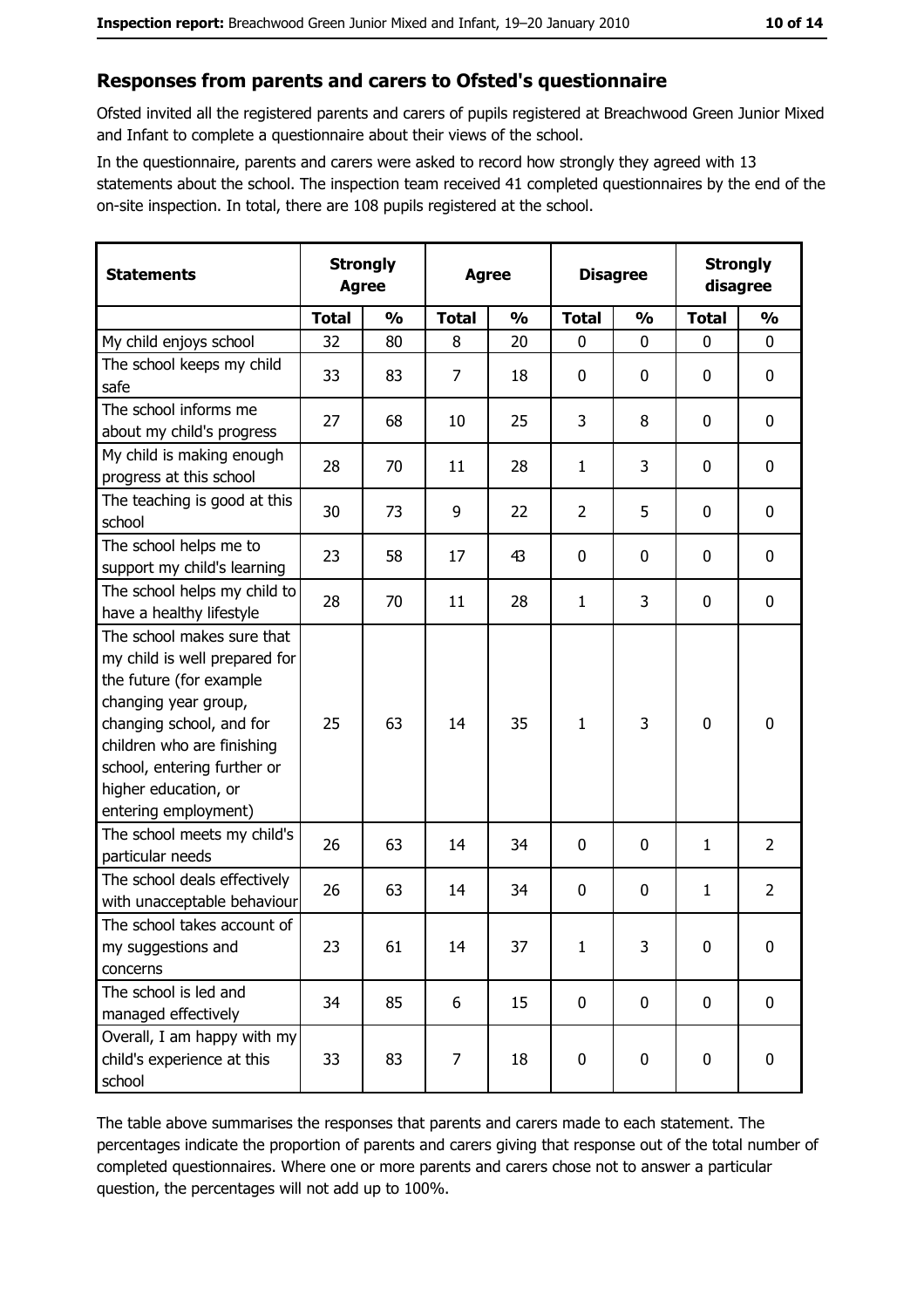## Responses from parents and carers to Ofsted's questionnaire

Ofsted invited all the registered parents and carers of pupils registered at Breachwood Green Junior Mixed and Infant to complete a questionnaire about their views of the school.

In the questionnaire, parents and carers were asked to record how strongly they agreed with 13 statements about the school. The inspection team received 41 completed questionnaires by the end of the on-site inspection. In total, there are 108 pupils registered at the school.

| Statements | Strongly Agree | | Agree | | Disagree | | Strongly disagree | |
|---|---|---|---|---|---|---|---|---|
| | Total | % | Total | % | Total | % | Total | % |
| My child enjoys school | 32 | 80 | 8 | 20 | 0 | 0 | 0 | 0 |
| The school keeps my child safe | 33 | 83 | 7 | 18 | 0 | 0 | 0 | 0 |
| The school informs me about my child's progress | 27 | 68 | 10 | 25 | 3 | 8 | 0 | 0 |
| My child is making enough progress at this school | 28 | 70 | 11 | 28 | 1 | 3 | 0 | 0 |
| The teaching is good at this school | 30 | 73 | 9 | 22 | 2 | 5 | 0 | 0 |
| The school helps me to support my child's learning | 23 | 58 | 17 | 43 | 0 | 0 | 0 | 0 |
| The school helps my child to have a healthy lifestyle | 28 | 70 | 11 | 28 | 1 | 3 | 0 | 0 |
| The school makes sure that my child is well prepared for the future (for example changing year group, changing school, and for children who are finishing school, entering further or higher education, or entering employment) | 25 | 63 | 14 | 35 | 1 | 3 | 0 | 0 |
| The school meets my child's particular needs | 26 | 63 | 14 | 34 | 0 | 0 | 1 | 2 |
| The school deals effectively with unacceptable behaviour | 26 | 63 | 14 | 34 | 0 | 0 | 1 | 2 |
| The school takes account of my suggestions and concerns | 23 | 61 | 14 | 37 | 1 | 3 | 0 | 0 |
| The school is led and managed effectively | 34 | 85 | 6 | 15 | 0 | 0 | 0 | 0 |
| Overall, I am happy with my child's experience at this school | 33 | 83 | 7 | 18 | 0 | 0 | 0 | 0 |

The table above summarises the responses that parents and carers made to each statement. The percentages indicate the proportion of parents and carers giving that response out of the total number of completed questionnaires. Where one or more parents and carers chose not to answer a particular question, the percentages will not add up to 100%.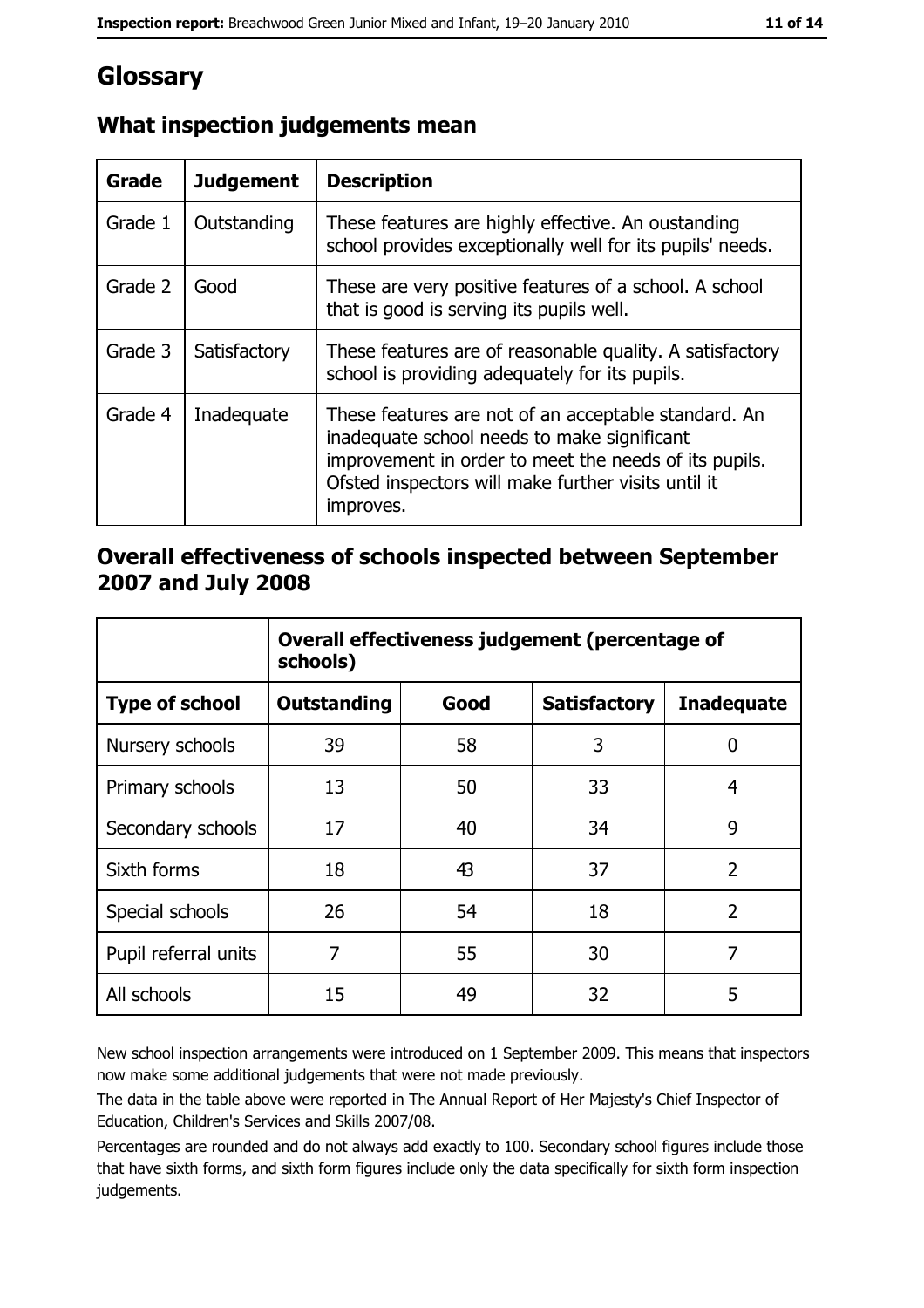# Glossary

## What inspection judgements mean

| Grade | Judgement | Description |
|---|---|---|
| Grade 1 | Outstanding | These features are highly effective. An oustanding school provides exceptionally well for its pupils' needs. |
| Grade 2 | Good | These are very positive features of a school. A school that is good is serving its pupils well. |
| Grade 3 | Satisfactory | These features are of reasonable quality. A satisfactory school is providing adequately for its pupils. |
| Grade 4 | Inadequate | These features are not of an acceptable standard. An inadequate school needs to make significant improvement in order to meet the needs of its pupils. Ofsted inspectors will make further visits until it improves. |

## Overall effectiveness of schools inspected between September 2007 and July 2008

| | Overall effectiveness judgement (percentage of schools) | | | |
|---|---|---|---|---|
| **Type of school** | **Outstanding** | **Good** | **Satisfactory** | **Inadequate** |
| Nursery schools | 39 | 58 | 3 | 0 |
| Primary schools | 13 | 50 | 33 | 4 |
| Secondary schools | 17 | 40 | 34 | 9 |
| Sixth forms | 18 | 43 | 37 | 2 |
| Special schools | 26 | 54 | 18 | 2 |
| Pupil referral units | 7 | 55 | 30 | 7 |
| All schools | 15 | 49 | 32 | 5 |

New school inspection arrangements were introduced on 1 September 2009. This means that inspectors now make some additional judgements that were not made previously.

The data in the table above were reported in The Annual Report of Her Majesty's Chief Inspector of Education, Children's Services and Skills 2007/08.

Percentages are rounded and do not always add exactly to 100. Secondary school figures include those that have sixth forms, and sixth form figures include only the data specifically for sixth form inspection judgements.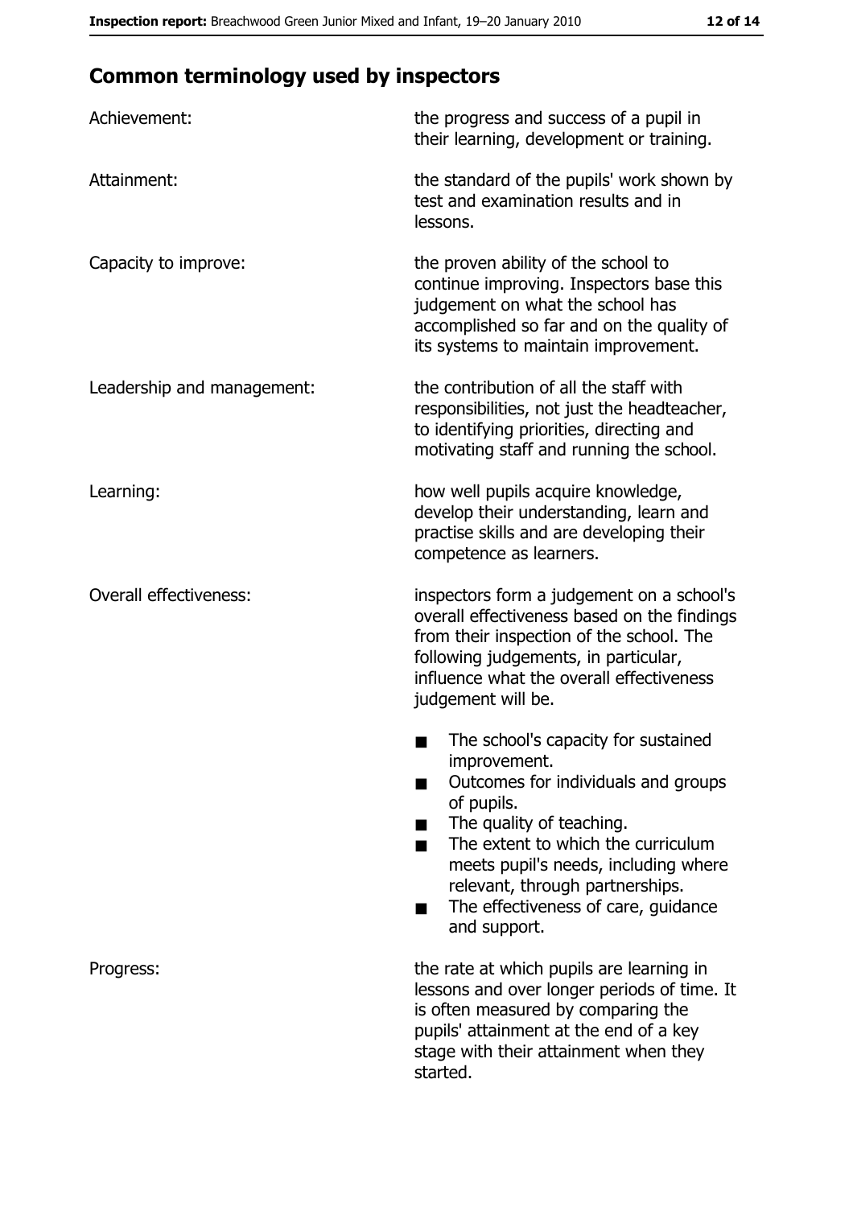## Common terminology used by inspectors

| | |
|---|---|
| Achievement: | the progress and success of a pupil in their learning, development or training. |
| Attainment: | the standard of the pupils' work shown by test and examination results and in lessons. |
| Capacity to improve: | the proven ability of the school to continue improving. Inspectors base this judgement on what the school has accomplished so far and on the quality of its systems to maintain improvement. |
| Leadership and management: | the contribution of all the staff with responsibilities, not just the headteacher, to identifying priorities, directing and motivating staff and running the school. |
| Learning: | how well pupils acquire knowledge, develop their understanding, learn and practise skills and are developing their competence as learners. |
| Overall effectiveness: | inspectors form a judgement on a school's overall effectiveness based on the findings from their inspection of the school. The following judgements, in particular, influence what the overall effectiveness judgement will be. <br> ■ The school's capacity for sustained improvement. <br> ■ Outcomes for individuals and groups of pupils. <br> ■ The quality of teaching. <br> ■ The extent to which the curriculum meets pupil's needs, including where relevant, through partnerships. <br> ■ The effectiveness of care, guidance and support. |
| Progress: | the rate at which pupils are learning in lessons and over longer periods of time. It is often measured by comparing the pupils' attainment at the end of a key stage with their attainment when they started. |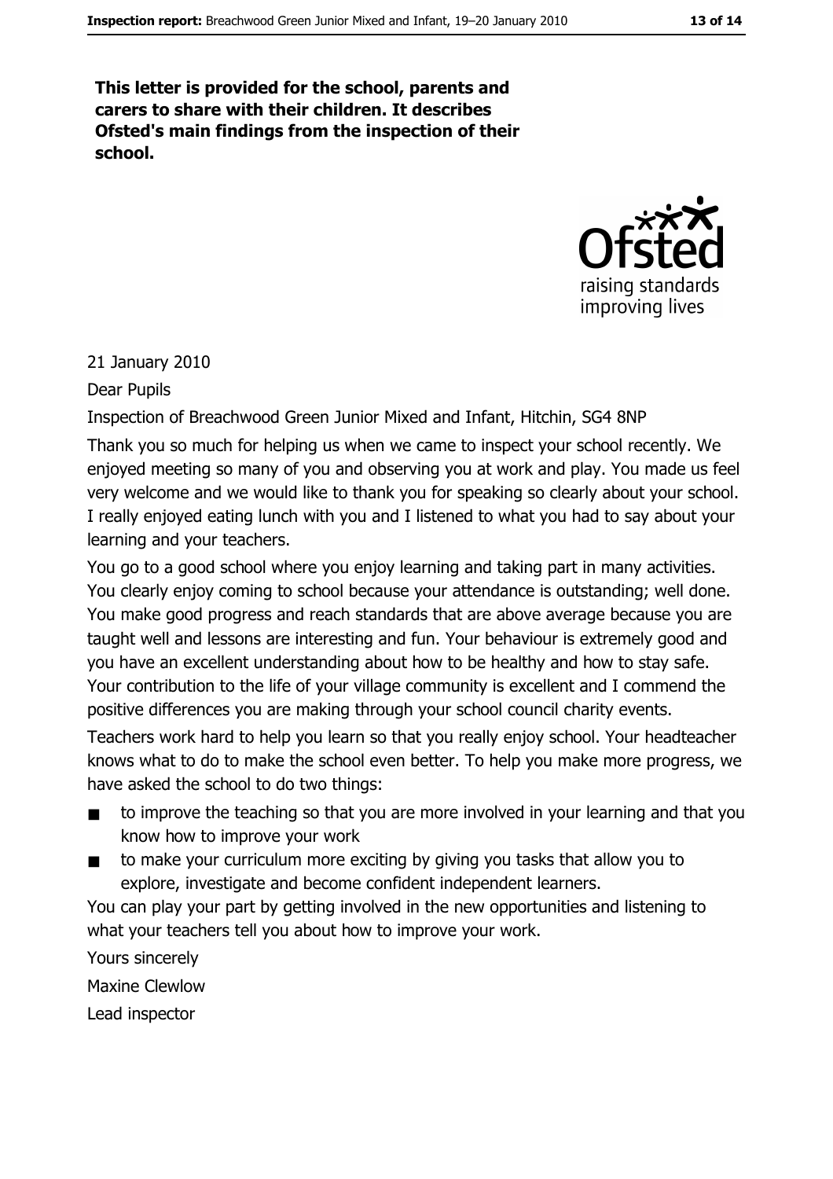**This letter is provided for the school, parents and carers to share with their children. It describes Ofsted's main findings from the inspection of their school.**

21 January 2010

Dear Pupils

Inspection of Breachwood Green Junior Mixed and Infant, Hitchin, SG4 8NP

Thank you so much for helping us when we came to inspect your school recently. We enjoyed meeting so many of you and observing you at work and play. You made us feel very welcome and we would like to thank you for speaking so clearly about your school. I really enjoyed eating lunch with you and I listened to what you had to say about your learning and your teachers.

You go to a good school where you enjoy learning and taking part in many activities. You clearly enjoy coming to school because your attendance is outstanding; well done. You make good progress and reach standards that are above average because you are taught well and lessons are interesting and fun. Your behaviour is extremely good and you have an excellent understanding about how to be healthy and how to stay safe. Your contribution to the life of your village community is excellent and I commend the positive differences you are making through your school council charity events.

Teachers work hard to help you learn so that you really enjoy school. Your headteacher knows what to do to make the school even better. To help you make more progress, we have asked the school to do two things:

- to improve the teaching so that you are more involved in your learning and that you know how to improve your work
- to make your curriculum more exciting by giving you tasks that allow you to explore, investigate and become confident independent learners.

You can play your part by getting involved in the new opportunities and listening to what your teachers tell you about how to improve your work.

Yours sincerely

Maxine Clewlow

Lead inspector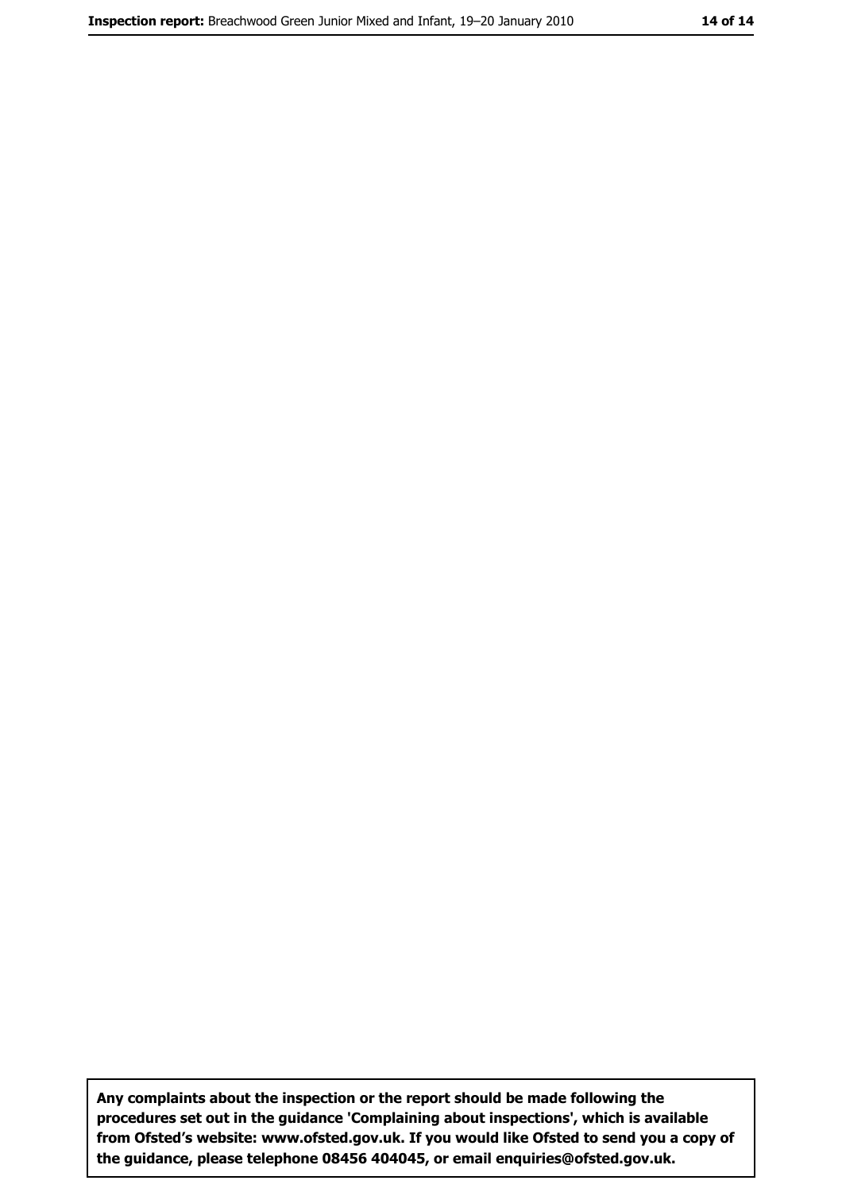**Any complaints about the inspection or the report should be made following the procedures set out in the guidance 'Complaining about inspections', which is available from Ofsted's website: www.ofsted.gov.uk. If you would like Ofsted to send you a copy of the guidance, please telephone 08456 404045, or email enquiries@ofsted.gov.uk.**